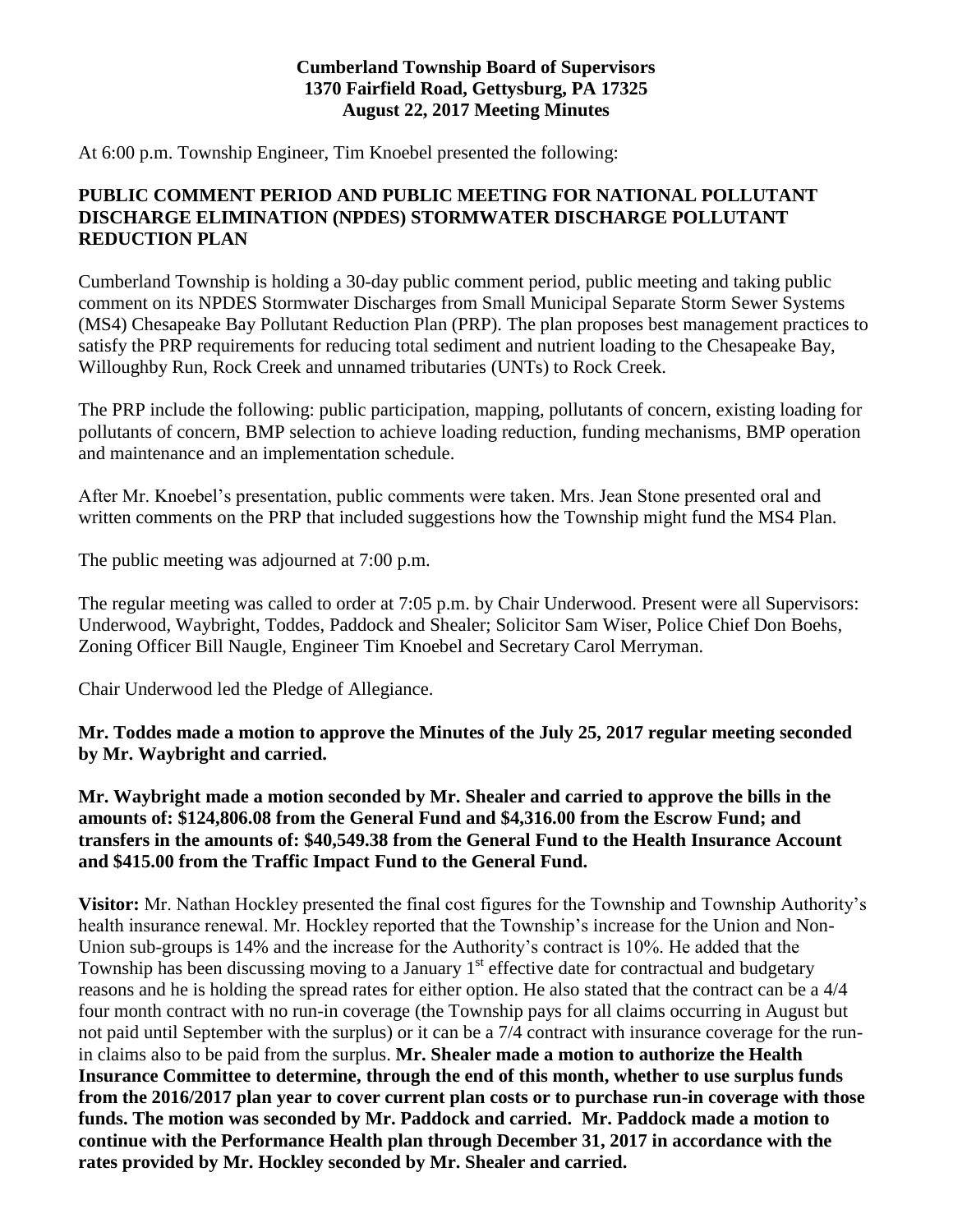**Cumberland Township Board of Supervisors**
**1370 Fairfield Road, Gettysburg, PA 17325**
**August 22, 2017 Meeting Minutes**

At 6:00 p.m. Township Engineer, Tim Knoebel presented the following:

**PUBLIC COMMENT PERIOD AND PUBLIC MEETING FOR NATIONAL POLLUTANT DISCHARGE ELIMINATION (NPDES) STORMWATER DISCHARGE POLLUTANT REDUCTION PLAN**

Cumberland Township is holding a 30-day public comment period, public meeting and taking public comment on its NPDES Stormwater Discharges from Small Municipal Separate Storm Sewer Systems (MS4) Chesapeake Bay Pollutant Reduction Plan (PRP). The plan proposes best management practices to satisfy the PRP requirements for reducing total sediment and nutrient loading to the Chesapeake Bay, Willoughby Run, Rock Creek and unnamed tributaries (UNTs) to Rock Creek.

The PRP include the following: public participation, mapping, pollutants of concern, existing loading for pollutants of concern, BMP selection to achieve loading reduction, funding mechanisms, BMP operation and maintenance and an implementation schedule.

After Mr. Knoebel's presentation, public comments were taken. Mrs. Jean Stone presented oral and written comments on the PRP that included suggestions how the Township might fund the MS4 Plan.

The public meeting was adjourned at 7:00 p.m.

The regular meeting was called to order at 7:05 p.m. by Chair Underwood. Present were all Supervisors: Underwood, Waybright, Toddes, Paddock and Shealer; Solicitor Sam Wiser, Police Chief Don Boehs, Zoning Officer Bill Naugle, Engineer Tim Knoebel and Secretary Carol Merryman.

Chair Underwood led the Pledge of Allegiance.

**Mr. Toddes made a motion to approve the Minutes of the July 25, 2017 regular meeting seconded by Mr. Waybright and carried.**

**Mr. Waybright made a motion seconded by Mr. Shealer and carried to approve the bills in the amounts of: $124,806.08 from the General Fund and $4,316.00 from the Escrow Fund; and transfers in the amounts of: $40,549.38 from the General Fund to the Health Insurance Account and $415.00 from the Traffic Impact Fund to the General Fund.**

**Visitor:** Mr. Nathan Hockley presented the final cost figures for the Township and Township Authority's health insurance renewal. Mr. Hockley reported that the Township's increase for the Union and Non-Union sub-groups is 14% and the increase for the Authority's contract is 10%. He added that the Township has been discussing moving to a January 1st effective date for contractual and budgetary reasons and he is holding the spread rates for either option. He also stated that the contract can be a 4/4 four month contract with no run-in coverage (the Township pays for all claims occurring in August but not paid until September with the surplus) or it can be a 7/4 contract with insurance coverage for the run-in claims also to be paid from the surplus. **Mr. Shealer made a motion to authorize the Health Insurance Committee to determine, through the end of this month, whether to use surplus funds from the 2016/2017 plan year to cover current plan costs or to purchase run-in coverage with those funds. The motion was seconded by Mr. Paddock and carried. Mr. Paddock made a motion to continue with the Performance Health plan through December 31, 2017 in accordance with the rates provided by Mr. Hockley seconded by Mr. Shealer and carried.**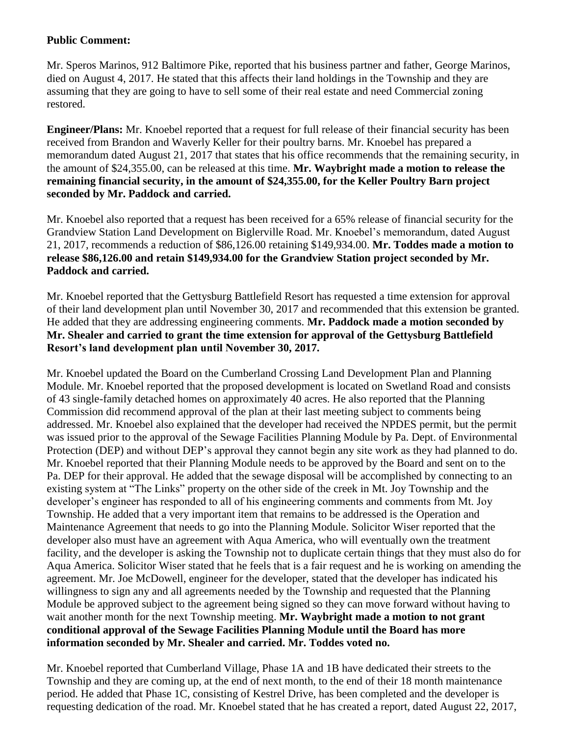**Public Comment:**

Mr. Speros Marinos, 912 Baltimore Pike, reported that his business partner and father, George Marinos, died on August 4, 2017. He stated that this affects their land holdings in the Township and they are assuming that they are going to have to sell some of their real estate and need Commercial zoning restored.

**Engineer/Plans:** Mr. Knoebel reported that a request for full release of their financial security has been received from Brandon and Waverly Keller for their poultry barns. Mr. Knoebel has prepared a memorandum dated August 21, 2017 that states that his office recommends that the remaining security, in the amount of $24,355.00, can be released at this time. **Mr. Waybright made a motion to release the remaining financial security, in the amount of $24,355.00, for the Keller Poultry Barn project seconded by Mr. Paddock and carried.**

Mr. Knoebel also reported that a request has been received for a 65% release of financial security for the Grandview Station Land Development on Biglerville Road. Mr. Knoebel's memorandum, dated August 21, 2017, recommends a reduction of $86,126.00 retaining $149,934.00. **Mr. Toddes made a motion to release $86,126.00 and retain $149,934.00 for the Grandview Station project seconded by Mr. Paddock and carried.**

Mr. Knoebel reported that the Gettysburg Battlefield Resort has requested a time extension for approval of their land development plan until November 30, 2017 and recommended that this extension be granted. He added that they are addressing engineering comments. **Mr. Paddock made a motion seconded by Mr. Shealer and carried to grant the time extension for approval of the Gettysburg Battlefield Resort's land development plan until November 30, 2017.**

Mr. Knoebel updated the Board on the Cumberland Crossing Land Development Plan and Planning Module. Mr. Knoebel reported that the proposed development is located on Swetland Road and consists of 43 single-family detached homes on approximately 40 acres. He also reported that the Planning Commission did recommend approval of the plan at their last meeting subject to comments being addressed. Mr. Knoebel also explained that the developer had received the NPDES permit, but the permit was issued prior to the approval of the Sewage Facilities Planning Module by Pa. Dept. of Environmental Protection (DEP) and without DEP's approval they cannot begin any site work as they had planned to do. Mr. Knoebel reported that their Planning Module needs to be approved by the Board and sent on to the Pa. DEP for their approval. He added that the sewage disposal will be accomplished by connecting to an existing system at "The Links" property on the other side of the creek in Mt. Joy Township and the developer's engineer has responded to all of his engineering comments and comments from Mt. Joy Township. He added that a very important item that remains to be addressed is the Operation and Maintenance Agreement that needs to go into the Planning Module. Solicitor Wiser reported that the developer also must have an agreement with Aqua America, who will eventually own the treatment facility, and the developer is asking the Township not to duplicate certain things that they must also do for Aqua America. Solicitor Wiser stated that he feels that is a fair request and he is working on amending the agreement. Mr. Joe McDowell, engineer for the developer, stated that the developer has indicated his willingness to sign any and all agreements needed by the Township and requested that the Planning Module be approved subject to the agreement being signed so they can move forward without having to wait another month for the next Township meeting. **Mr. Waybright made a motion to not grant conditional approval of the Sewage Facilities Planning Module until the Board has more information seconded by Mr. Shealer and carried. Mr. Toddes voted no.**

Mr. Knoebel reported that Cumberland Village, Phase 1A and 1B have dedicated their streets to the Township and they are coming up, at the end of next month, to the end of their 18 month maintenance period. He added that Phase 1C, consisting of Kestrel Drive, has been completed and the developer is requesting dedication of the road. Mr. Knoebel stated that he has created a report, dated August 22, 2017,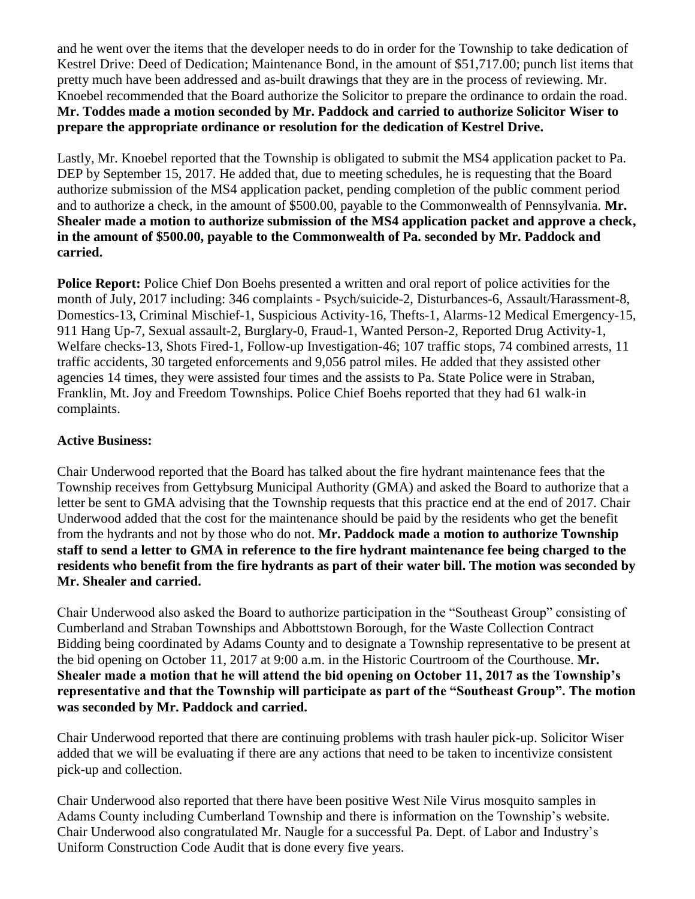and he went over the items that the developer needs to do in order for the Township to take dedication of Kestrel Drive: Deed of Dedication; Maintenance Bond, in the amount of $51,717.00; punch list items that pretty much have been addressed and as-built drawings that they are in the process of reviewing. Mr. Knoebel recommended that the Board authorize the Solicitor to prepare the ordinance to ordain the road. **Mr. Toddes made a motion seconded by Mr. Paddock and carried to authorize Solicitor Wiser to prepare the appropriate ordinance or resolution for the dedication of Kestrel Drive.**

Lastly, Mr. Knoebel reported that the Township is obligated to submit the MS4 application packet to Pa. DEP by September 15, 2017. He added that, due to meeting schedules, he is requesting that the Board authorize submission of the MS4 application packet, pending completion of the public comment period and to authorize a check, in the amount of $500.00, payable to the Commonwealth of Pennsylvania. **Mr. Shealer made a motion to authorize submission of the MS4 application packet and approve a check, in the amount of $500.00, payable to the Commonwealth of Pa. seconded by Mr. Paddock and carried.**

**Police Report:** Police Chief Don Boehs presented a written and oral report of police activities for the month of July, 2017 including: 346 complaints - Psych/suicide-2, Disturbances-6, Assault/Harassment-8, Domestics-13, Criminal Mischief-1, Suspicious Activity-16, Thefts-1, Alarms-12 Medical Emergency-15, 911 Hang Up-7, Sexual assault-2, Burglary-0, Fraud-1, Wanted Person-2, Reported Drug Activity-1, Welfare checks-13, Shots Fired-1, Follow-up Investigation-46; 107 traffic stops, 74 combined arrests, 11 traffic accidents, 30 targeted enforcements and 9,056 patrol miles. He added that they assisted other agencies 14 times, they were assisted four times and the assists to Pa. State Police were in Straban, Franklin, Mt. Joy and Freedom Townships. Police Chief Boehs reported that they had 61 walk-in complaints.

**Active Business:**

Chair Underwood reported that the Board has talked about the fire hydrant maintenance fees that the Township receives from Gettybsurg Municipal Authority (GMA) and asked the Board to authorize that a letter be sent to GMA advising that the Township requests that this practice end at the end of 2017. Chair Underwood added that the cost for the maintenance should be paid by the residents who get the benefit from the hydrants and not by those who do not. **Mr. Paddock made a motion to authorize Township staff to send a letter to GMA in reference to the fire hydrant maintenance fee being charged to the residents who benefit from the fire hydrants as part of their water bill. The motion was seconded by Mr. Shealer and carried.**

Chair Underwood also asked the Board to authorize participation in the "Southeast Group" consisting of Cumberland and Straban Townships and Abbottstown Borough, for the Waste Collection Contract Bidding being coordinated by Adams County and to designate a Township representative to be present at the bid opening on October 11, 2017 at 9:00 a.m. in the Historic Courtroom of the Courthouse. **Mr. Shealer made a motion that he will attend the bid opening on October 11, 2017 as the Township's representative and that the Township will participate as part of the "Southeast Group". The motion was seconded by Mr. Paddock and carried.**

Chair Underwood reported that there are continuing problems with trash hauler pick-up. Solicitor Wiser added that we will be evaluating if there are any actions that need to be taken to incentivize consistent pick-up and collection.

Chair Underwood also reported that there have been positive West Nile Virus mosquito samples in Adams County including Cumberland Township and there is information on the Township's website. Chair Underwood also congratulated Mr. Naugle for a successful Pa. Dept. of Labor and Industry's Uniform Construction Code Audit that is done every five years.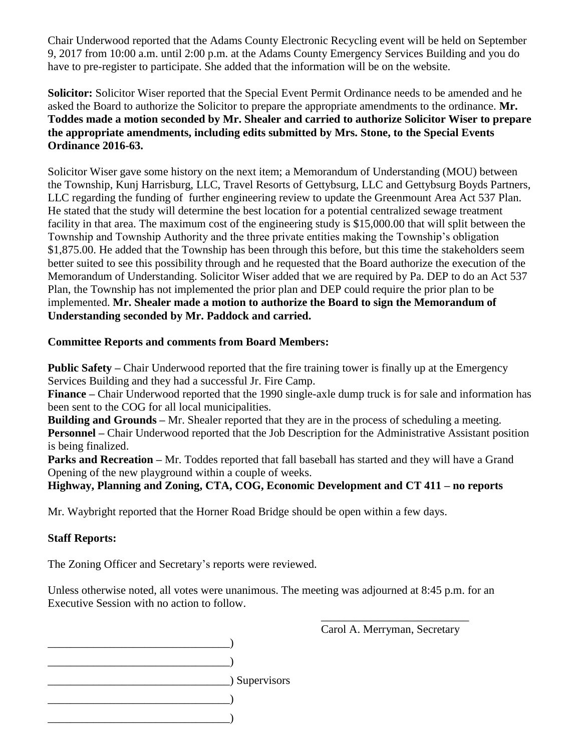Chair Underwood reported that the Adams County Electronic Recycling event will be held on September 9, 2017 from 10:00 a.m. until 2:00 p.m. at the Adams County Emergency Services Building and you do have to pre-register to participate. She added that the information will be on the website.

**Solicitor:** Solicitor Wiser reported that the Special Event Permit Ordinance needs to be amended and he asked the Board to authorize the Solicitor to prepare the appropriate amendments to the ordinance. **Mr. Toddes made a motion seconded by Mr. Shealer and carried to authorize Solicitor Wiser to prepare the appropriate amendments, including edits submitted by Mrs. Stone, to the Special Events Ordinance 2016-63.**

Solicitor Wiser gave some history on the next item; a Memorandum of Understanding (MOU) between the Township, Kunj Harrisburg, LLC, Travel Resorts of Gettybsurg, LLC and Gettybsurg Boyds Partners, LLC regarding the funding of further engineering review to update the Greenmount Area Act 537 Plan. He stated that the study will determine the best location for a potential centralized sewage treatment facility in that area. The maximum cost of the engineering study is $15,000.00 that will split between the Township and Township Authority and the three private entities making the Township's obligation $1,875.00. He added that the Township has been through this before, but this time the stakeholders seem better suited to see this possibility through and he requested that the Board authorize the execution of the Memorandum of Understanding. Solicitor Wiser added that we are required by Pa. DEP to do an Act 537 Plan, the Township has not implemented the prior plan and DEP could require the prior plan to be implemented. **Mr. Shealer made a motion to authorize the Board to sign the Memorandum of Understanding seconded by Mr. Paddock and carried.**

**Committee Reports and comments from Board Members:**

**Public Safety –** Chair Underwood reported that the fire training tower is finally up at the Emergency Services Building and they had a successful Jr. Fire Camp.
**Finance –** Chair Underwood reported that the 1990 single-axle dump truck is for sale and information has been sent to the COG for all local municipalities.
**Building and Grounds –** Mr. Shealer reported that they are in the process of scheduling a meeting.
**Personnel –** Chair Underwood reported that the Job Description for the Administrative Assistant position is being finalized.
**Parks and Recreation –** Mr. Toddes reported that fall baseball has started and they will have a Grand Opening of the new playground within a couple of weeks.
**Highway, Planning and Zoning, CTA, COG, Economic Development and CT 411 – no reports**

Mr. Waybright reported that the Horner Road Bridge should be open within a few days.

**Staff Reports:**

The Zoning Officer and Secretary's reports were reviewed.

Unless otherwise noted, all votes were unanimous. The meeting was adjourned at 8:45 p.m. for an Executive Session with no action to follow.

\_\_\_\_\_\_\_\_\_\_\_\_\_\_\_\_\_\_\_\_\_\_\_\_\_\_
Carol A. Merryman, Secretary

\_\_\_\_\_\_\_\_\_\_\_\_\_\_\_\_\_\_\_\_\_\_\_\_\_\_\_\_\_\_\_\_)
\_\_\_\_\_\_\_\_\_\_\_\_\_\_\_\_\_\_\_\_\_\_\_\_\_\_\_\_\_\_\_\_)
\_\_\_\_\_\_\_\_\_\_\_\_\_\_\_\_\_\_\_\_\_\_\_\_\_\_\_\_\_\_\_\_) Supervisors
\_\_\_\_\_\_\_\_\_\_\_\_\_\_\_\_\_\_\_\_\_\_\_\_\_\_\_\_\_\_\_\_)
\_\_\_\_\_\_\_\_\_\_\_\_\_\_\_\_\_\_\_\_\_\_\_\_\_\_\_\_\_\_\_\_)